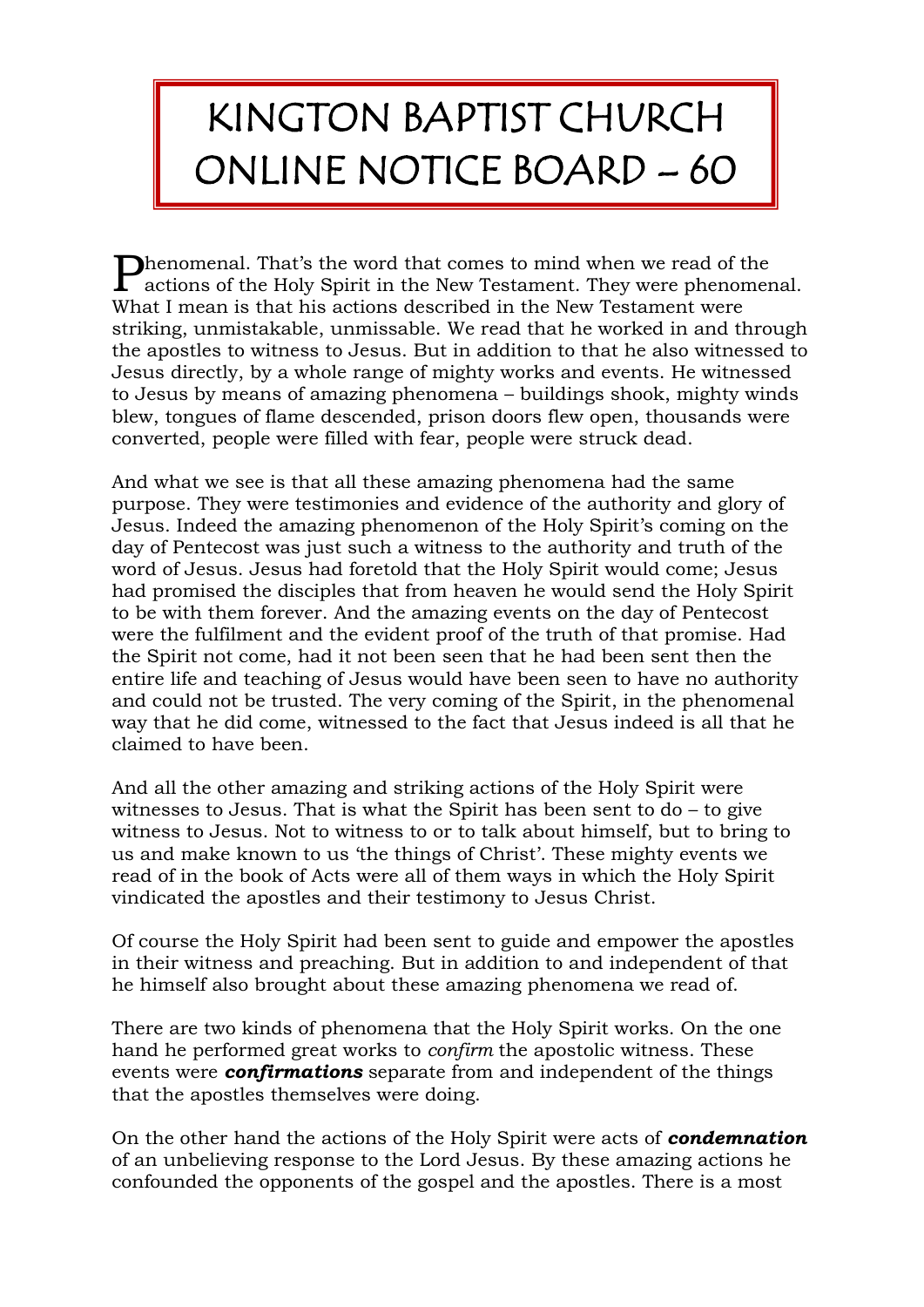# KINGTON BAPTIST CHURCH ONLINE NOTICE BOARD – 60

Phenomenal. That's the word that comes to mind when we read of the actions of the Holy Spirit in the New Testament. They were phenomenal. What I mean is that his actions described in the New Testament were striking, unmistakable, unmissable. We read that he worked in and through the apostles to witness to Jesus. But in addition to that he also witnessed to Jesus directly, by a whole range of mighty works and events. He witnessed to Jesus by means of amazing phenomena – buildings shook, mighty winds blew, tongues of flame descended, prison doors flew open, thousands were converted, people were filled with fear, people were struck dead.

And what we see is that all these amazing phenomena had the same purpose. They were testimonies and evidence of the authority and glory of Jesus. Indeed the amazing phenomenon of the Holy Spirit's coming on the day of Pentecost was just such a witness to the authority and truth of the word of Jesus. Jesus had foretold that the Holy Spirit would come; Jesus had promised the disciples that from heaven he would send the Holy Spirit to be with them forever. And the amazing events on the day of Pentecost were the fulfilment and the evident proof of the truth of that promise. Had the Spirit not come, had it not been seen that he had been sent then the entire life and teaching of Jesus would have been seen to have no authority and could not be trusted. The very coming of the Spirit, in the phenomenal way that he did come, witnessed to the fact that Jesus indeed is all that he claimed to have been.

And all the other amazing and striking actions of the Holy Spirit were witnesses to Jesus. That is what the Spirit has been sent to do – to give witness to Jesus. Not to witness to or to talk about himself, but to bring to us and make known to us 'the things of Christ'. These mighty events we read of in the book of Acts were all of them ways in which the Holy Spirit vindicated the apostles and their testimony to Jesus Christ.

Of course the Holy Spirit had been sent to guide and empower the apostles in their witness and preaching. But in addition to and independent of that he himself also brought about these amazing phenomena we read of.

There are two kinds of phenomena that the Holy Spirit works. On the one hand he performed great works to *confirm* the apostolic witness. These events were ***confirmations*** separate from and independent of the things that the apostles themselves were doing.

On the other hand the actions of the Holy Spirit were acts of ***condemnation*** of an unbelieving response to the Lord Jesus. By these amazing actions he confounded the opponents of the gospel and the apostles. There is a most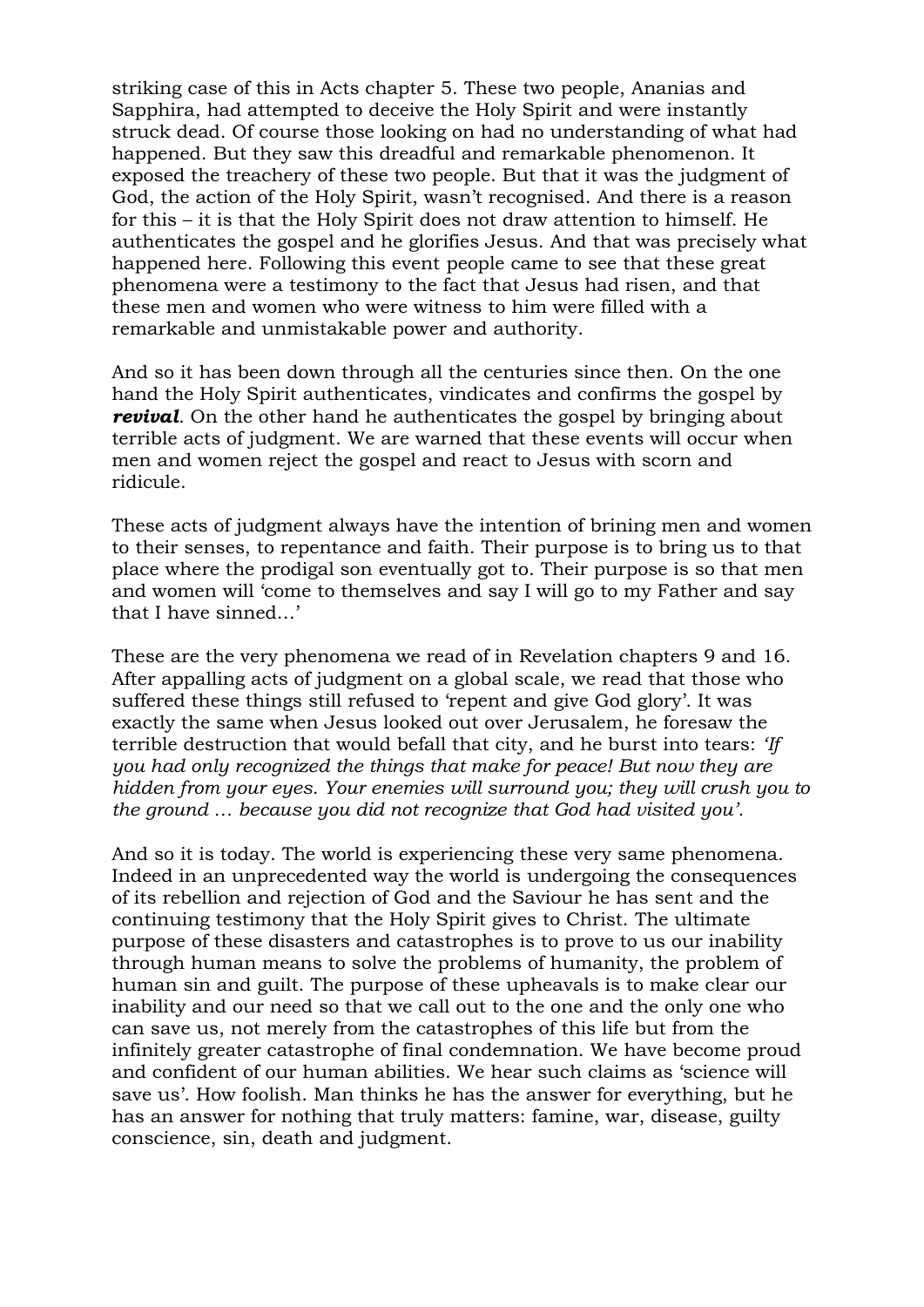striking case of this in Acts chapter 5. These two people, Ananias and Sapphira, had attempted to deceive the Holy Spirit and were instantly struck dead. Of course those looking on had no understanding of what had happened. But they saw this dreadful and remarkable phenomenon. It exposed the treachery of these two people. But that it was the judgment of God, the action of the Holy Spirit, wasn't recognised. And there is a reason for this – it is that the Holy Spirit does not draw attention to himself. He authenticates the gospel and he glorifies Jesus. And that was precisely what happened here. Following this event people came to see that these great phenomena were a testimony to the fact that Jesus had risen, and that these men and women who were witness to him were filled with a remarkable and unmistakable power and authority.

And so it has been down through all the centuries since then. On the one hand the Holy Spirit authenticates, vindicates and confirms the gospel by ***revival***. On the other hand he authenticates the gospel by bringing about terrible acts of judgment. We are warned that these events will occur when men and women reject the gospel and react to Jesus with scorn and ridicule.

These acts of judgment always have the intention of brining men and women to their senses, to repentance and faith. Their purpose is to bring us to that place where the prodigal son eventually got to. Their purpose is so that men and women will 'come to themselves and say I will go to my Father and say that I have sinned…'

These are the very phenomena we read of in Revelation chapters 9 and 16. After appalling acts of judgment on a global scale, we read that those who suffered these things still refused to 'repent and give God glory'. It was exactly the same when Jesus looked out over Jerusalem, he foresaw the terrible destruction that would befall that city, and he burst into tears: *'If you had only recognized the things that make for peace! But now they are hidden from your eyes. Your enemies will surround you; they will crush you to the ground … because you did not recognize that God had visited you'.*

And so it is today. The world is experiencing these very same phenomena. Indeed in an unprecedented way the world is undergoing the consequences of its rebellion and rejection of God and the Saviour he has sent and the continuing testimony that the Holy Spirit gives to Christ. The ultimate purpose of these disasters and catastrophes is to prove to us our inability through human means to solve the problems of humanity, the problem of human sin and guilt. The purpose of these upheavals is to make clear our inability and our need so that we call out to the one and the only one who can save us, not merely from the catastrophes of this life but from the infinitely greater catastrophe of final condemnation. We have become proud and confident of our human abilities. We hear such claims as 'science will save us'. How foolish. Man thinks he has the answer for everything, but he has an answer for nothing that truly matters: famine, war, disease, guilty conscience, sin, death and judgment.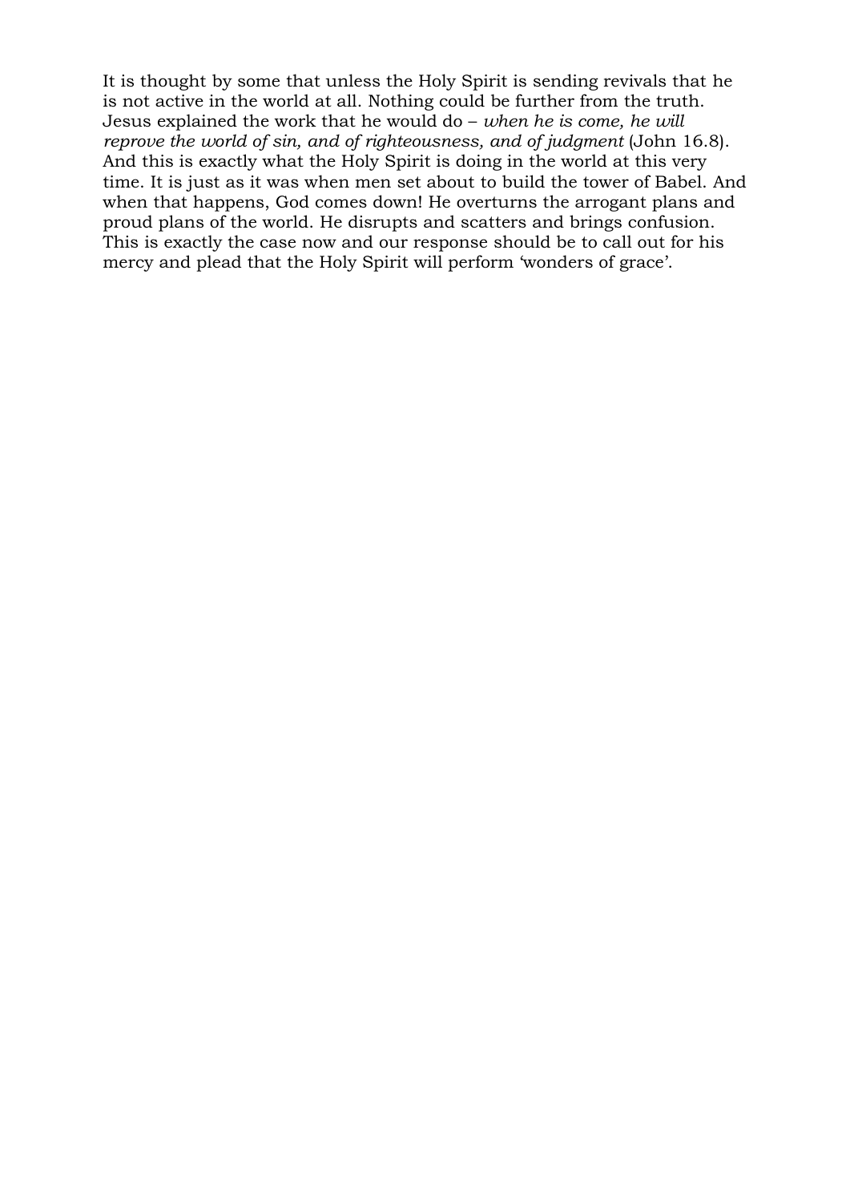It is thought by some that unless the Holy Spirit is sending revivals that he is not active in the world at all. Nothing could be further from the truth. Jesus explained the work that he would do – *when he is come, he will reprove the world of sin, and of righteousness, and of judgment* (John 16.8). And this is exactly what the Holy Spirit is doing in the world at this very time. It is just as it was when men set about to build the tower of Babel. And when that happens, God comes down! He overturns the arrogant plans and proud plans of the world. He disrupts and scatters and brings confusion. This is exactly the case now and our response should be to call out for his mercy and plead that the Holy Spirit will perform 'wonders of grace'.